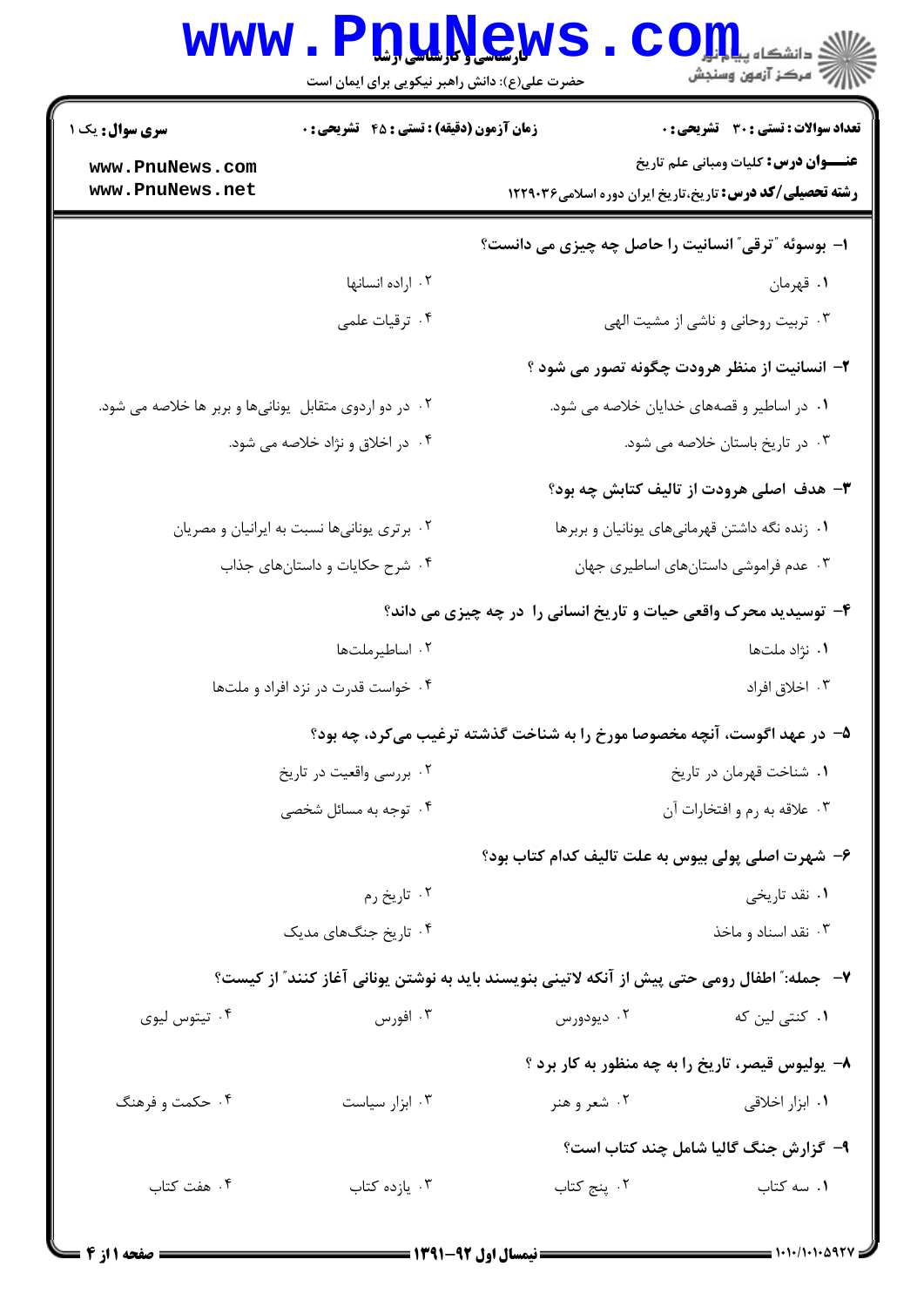**سری سوال:** یک ۱

**زمان آزمون (دقیقه) : تستی : ۴۵ تشریحی : ۰**

**تعداد سوالات : تستی : ۳۰ تشریحی : ۰**

**عنـــوان درس:** کلیات ومبانی علم تاریخ

**رشته تحصیلی/کد درس:** تاریخ،تاریخ ایران دوره اسلامی۱۲۲۹۰۳۶

**۱- بوسوئه "ترقی" انسانیت را حاصل چه چیزی می دانست؟**

۱. قهرمان
۲. اراده انسانها
۳. تربیت روحانی و ناشی از مشیت الهی
۴. ترقیات علمی

**۲- انسانیت از منظر هرودت چگونه تصور می شود ؟**

۱. در اساطیر و قصه‌های خدایان خلاصه می شود.
۲. در دو اردوی متقابل یونانی‌ها و بربر ها خلاصه می شود.
۳. در تاریخ باستان خلاصه می شود.
۴. در اخلاق و نژاد خلاصه می شود.

**۳- هدف اصلی هرودت از تالیف کتابش چه بود؟**

۱. زنده نگه داشتن قهرمانی‌های یونانیان و بربرها
۲. برتری یونانی‌ها نسبت به ایرانیان و مصریان
۳. عدم فراموشی داستان‌های اساطیری جهان
۴. شرح حکایات و داستان‌های جذاب

**۴- توسیدید محرک واقعی حیات و تاریخ انسانی را در چه چیزی می داند؟**

۱. نژاد ملتها
۲. اساطیرملتها
۳. اخلاق افراد
۴. خواست قدرت در نزد افراد و ملتها

**۵- در عهد اگوست، آنچه مخصوصا مورخ را به شناخت گذشته ترغیب می‌کرد، چه بود؟**

۱. شناخت قهرمان در تاریخ
۲. بررسی واقعیت در تاریخ
۳. علاقه به رم و افتخارات آن
۴. توجه به مسائل شخصی

**۶- شهرت اصلی پولی بیوس به علت تالیف کدام کتاب بود؟**

۱. نقد تاریخی
۲. تاریخ رم
۳. نقد اسناد و ماخذ
۴. تاریخ جنگ‌های مدیک

**۷- جمله:" اطفال رومی حتی پیش از آنکه لاتینی بنویسند باید به نوشتن یونانی آغاز کنند" از کیست؟**

۱. کنتی لین که
۲. دیودورس
۳. افورس
۴. تیتوس لیوی

**۸- یولیوس قیصر، تاریخ را به چه منظور به کار برد ؟**

۱. ابزار اخلاقی
۲. شعر و هنر
۳. ابزار سیاست
۴. حکمت و فرهنگ

**۹- گزارش جنگ گالیا شامل چند کتاب است؟**

۱. سه کتاب
۲. پنج کتاب
۳. یازده کتاب
۴. هفت کتاب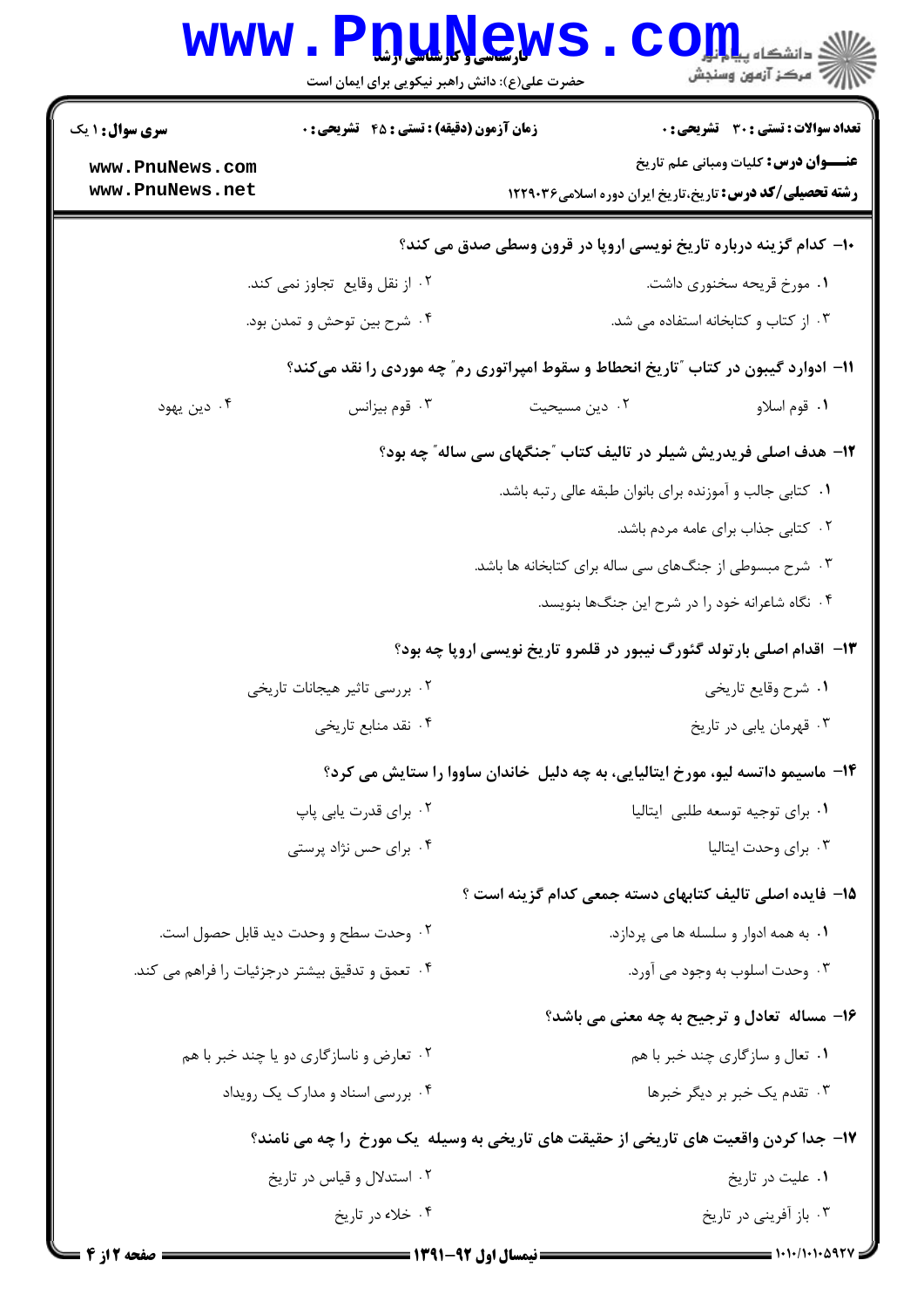۱۰- کدام گزینه درباره تاریخ نویسی اروپا در قرون وسطی صدق می کند؟

۱. مورخ قریحه سخنوری داشت.

۲. از نقل وقایع تجاوز نمی کند.

۳. از کتاب و کتابخانه استفاده می شد.

۴. شرح بین توحش و تمدن بود.

۱۱- ادوارد گیبون در کتاب "تاریخ انحطاط و سقوط امپراتوری رم" چه موردی را نقد می‌کند؟

۱. قوم اسلاو

۲. دین مسیحیت

۳. قوم بیزانس

۴. دین یهود

۱۲- هدف اصلی فریدریش شیلر در تالیف کتاب "جنگهای سی ساله" چه بود؟

۱. کتابی جالب و آموزنده برای بانوان طبقه عالی رتبه باشد.

۲. کتابی جذاب برای عامه مردم باشد.

۳. شرح مبسوطی از جنگ‌های سی ساله برای کتابخانه ها باشد.

۴. نگاه شاعرانه خود را در شرح این جنگ‌ها بنویسد.

۱۳- اقدام اصلی بارتولد گئورگ نیبور در قلمرو تاریخ نویسی اروپا چه بود؟

۱. شرح وقایع تاریخی

۲. بررسی تاثیر هیجانات تاریخی

۳. قهرمان یابی در تاریخ

۴. نقد منابع تاریخی

۱۴- ماسیمو داتسه لیو، مورخ ایتالیایی، به چه دلیل خاندان ساووا را ستایش می کرد؟

۱. برای توجیه توسعه طلبی ایتالیا

۲. برای قدرت یابی پاپ

۳. برای وحدت ایتالیا

۴. برای حس نژاد پرستی

۱۵- فایده اصلی تالیف کتابهای دسته جمعی کدام گزینه است ؟

۱. به همه ادوار و سلسله ها می پردازد.

۲. وحدت سطح و وحدت دید قابل حصول است.

۳. وحدت اسلوب به وجود می آورد.

۴. تعمق و تدقیق بیشتر درجزئیات را فراهم می کند.

۱۶- مساله تعادل و ترجیح به چه معنی می باشد؟

۱. تعال و سازگاری چند خبر با هم

۲. تعارض و ناسازگاری دو یا چند خبر با هم

۳. تقدم یک خبر بر دیگر خبرها

۴. بررسی اسناد و مدارک یک رویداد

۱۷- جدا کردن واقعیت های تاریخی از حقیقت های تاریخی به وسیله یک مورخ را چه می نامند؟

۱. علیت در تاریخ

۲. استدلال و قیاس در تاریخ

۳. باز آفرینی در تاریخ

۴. خلاء در تاریخ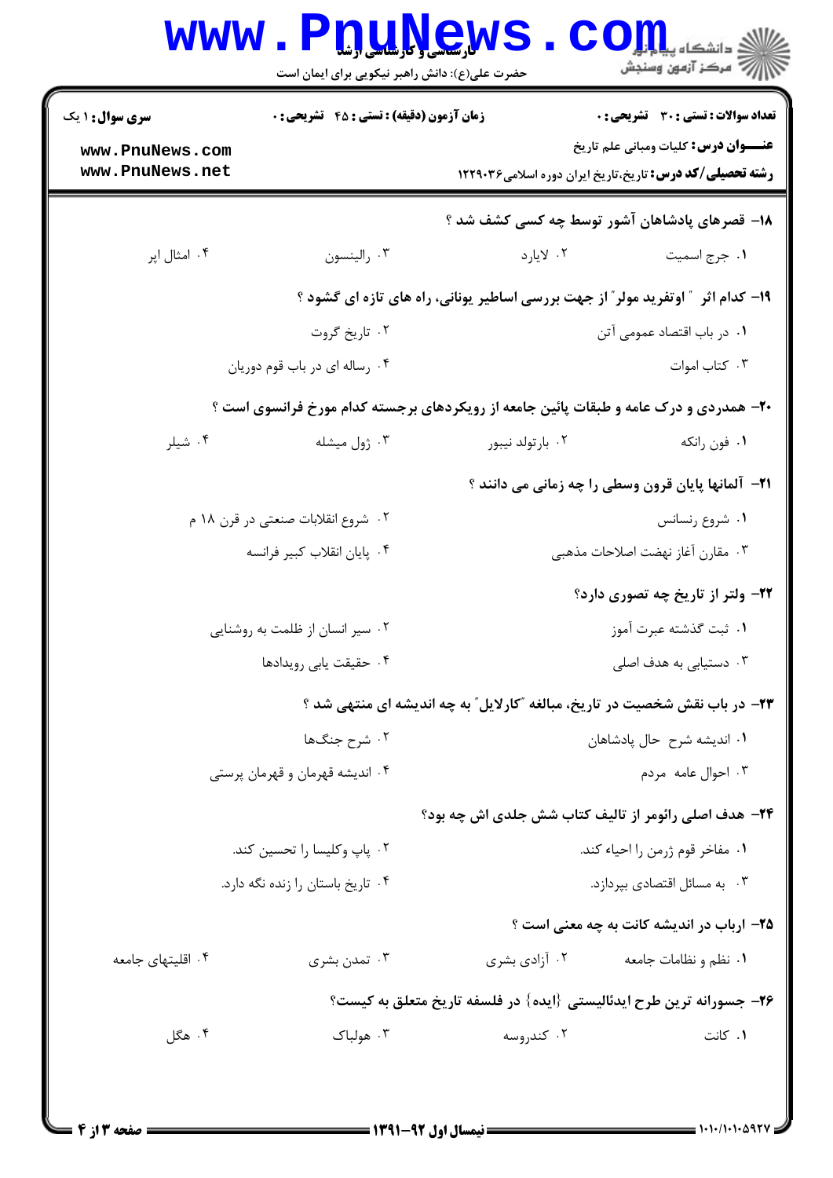**سری سوال:** ۱ یک

**زمان آزمون (دقیقه) : تستی : ۴۵ تشریحی : ۰**

**تعداد سوالات : تستی : ۳۰ تشریحی : ۰**

**عنـــوان درس:** کلیات ومبانی علم تاریخ

**رشته تحصیلی/کد درس:** تاریخ،تاریخ ایران دوره اسلامی۱۲۲۹۰۳۶

**۱۸- قصرهای پادشاهان آشور توسط چه کسی کشف شد ؟**

۱. جرج اسمیت
۲. لایارد
۳. رالینسون
۴. امثال اپر

**۱۹- کدام اثر " اوتفرید مولر" از جهت بررسی اساطیر یونانی، راه های تازه ای گشود ؟**

۱. در باب اقتصاد عمومی آتن
۲. تاریخ گروت
۳. کتاب اموات
۴. رساله ای در باب قوم دوریان

**۲۰- همدردی و درک عامه و طبقات پائین جامعه از رویکردهای برجسته کدام مورخ فرانسوی است ؟**

۱. فون رانکه
۲. بارتولد نیبور
۳. ژول میشله
۴. شیلر

**۲۱- آلمانها پایان قرون وسطی را چه زمانی می دانند ؟**

۱. شروع رنسانس
۲. شروع انقلابات صنعتی در قرن ۱۸ م
۳. مقارن آغاز نهضت اصلاحات مذهبی
۴. پایان انقلاب کبیر فرانسه

**۲۲- ولتر از تاریخ چه تصوری دارد؟**

۱. ثبت گذشته عبرت آموز
۲. سیر انسان از ظلمت به روشنایی
۳. دستیابی به هدف اصلی
۴. حقیقت یابی رویدادها

**۲۳- در باب نقش شخصیت در تاریخ، مبالغه "کارلایل" به چه اندیشه ای منتهی شد ؟**

۱. اندیشه شرح حال پادشاهان
۲. شرح جنگ‌ها
۳. احوال عامه مردم
۴. اندیشه قهرمان و قهرمان پرستی

**۲۴- هدف اصلی رائومر از تالیف کتاب شش جلدی اش چه بود؟**

۱. مفاخر قوم ژرمن را احیاء کند.
۲. پاپ وکلیسا را تحسین کند.
۳. به مسائل اقتصادی بپردازد.
۴. تاریخ باستان را زنده نگه دارد.

**۲۵- ارباب در اندیشه کانت به چه معنی است ؟**

۱. نظم و نظامات جامعه
۲. آزادی بشری
۳. تمدن بشری
۴. اقلیتهای جامعه

**۲۶- جسورانه ترین طرح ایدئالیستی {ایده} در فلسفه تاریخ متعلق به کیست؟**

۱. کانت
۲. کندروسه
۳. هولباک
۴. هگل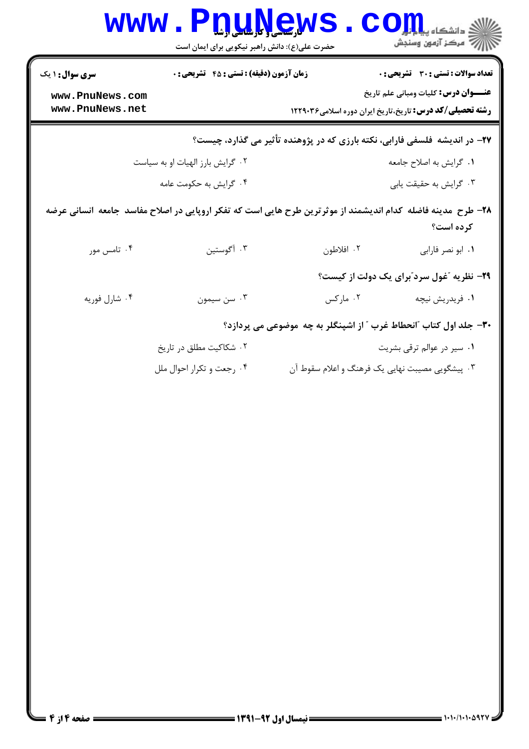**سری سوال:** ۱ یک | **زمان آزمون (دقیقه) : تستی :** ۴۵ **تشریحی :** ۰ | **تعداد سوالات : تستی :** ۳۰ **تشریحی :** ۰

**عنـــوان درس:** کلیات ومبانی علم تاریخ

**رشته تحصیلی/کد درس:** تاریخ،تاریخ ایران دوره اسلامی۱۲۲۹۰۳۶

**۲۷- در اندیشه فلسفی فارابی، نکته بارزی که در پژوهنده تأثیر می گذارد، چیست؟**

۱. گرایش به اصلاح جامعه

۲. گرایش بارز الهیات او به سیاست

۳. گرایش به حقیقت یابی

۴. گرایش به حکومت عامه

**۲۸- طرح مدینه فاضله کدام اندیشمند از موثرترین طرح هایی است که تفکر اروپایی در اصلاح مفاسد جامعه انسانی عرضه کرده است؟**

۱. ابو نصر فارابی

۲. افلاطون

۳. آگوستین

۴. تامس مور

**۲۹- نظریه "غول سرد"برای یک دولت از کیست؟**

۱. فریدریش نیچه

۲. مارکس

۳. سن سیمون

۴. شارل فوریه

**۳۰- جلد اول کتاب "انحطاط غرب " از اشپنگلر به چه موضوعی می پردازد؟**

۱. سیر در عوالم ترقی بشریت

۲. شکاکیت مطلق در تاریخ

۳. پیشگویی مصیبت نهایی یک فرهنگ و اعلام سقوط آن

۴. رجعت و تکرار احوال ملل